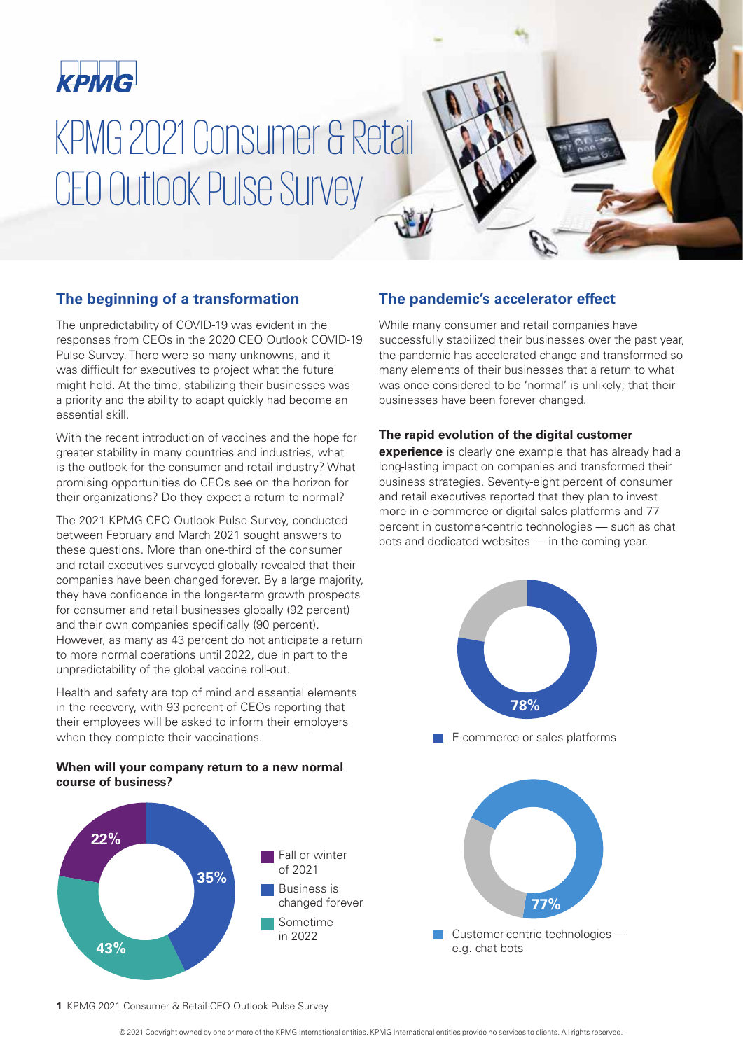KPMG

# KPMG 2021 Consumer & Retail CEO Outlook Pulse Survey

## The beginning of a transformation

The unpredictability of COVID-19 was evident in the responses from CEOs in the 2020 CEO Outlook COVID-19 Pulse Survey. There were so many unknowns, and it was difficult for executives to project what the future might hold. At the time, stabilizing their businesses was a priority and the ability to adapt quickly had become an essential skill.

With the recent introduction of vaccines and the hope for greater stability in many countries and industries, what is the outlook for the consumer and retail industry? What promising opportunities do CEOs see on the horizon for their organizations? Do they expect a return to normal?

The 2021 KPMG CEO Outlook Pulse Survey, conducted between February and March 2021 sought answers to these questions. More than one-third of the consumer and retail executives surveyed globally revealed that their companies have been changed forever. By a large majority, they have confidence in the longer-term growth prospects for consumer and retail businesses globally (92 percent) and their own companies specifically (90 percent). However, as many as 43 percent do not anticipate a return to more normal operations until 2022, due in part to the unpredictability of the global vaccine roll-out.

Health and safety are top of mind and essential elements in the recovery, with 93 percent of CEOs reporting that their employees will be asked to inform their employers when they complete their vaccinations.

**When will your company return to a new normal course of business?**

- 22% Fall or winter of 2021
- 35% Business is changed forever
- 43% Sometime in 2022

## The pandemic's accelerator effect

While many consumer and retail companies have successfully stabilized their businesses over the past year, the pandemic has accelerated change and transformed so many elements of their businesses that a return to what was once considered to be 'normal' is unlikely; that their businesses have been forever changed.

**The rapid evolution of the digital customer experience** is clearly one example that has already had a long-lasting impact on companies and transformed their business strategies. Seventy-eight percent of consumer and retail executives reported that they plan to invest more in e-commerce or digital sales platforms and 77 percent in customer-centric technologies — such as chat bots and dedicated websites — in the coming year.

- 78% E-commerce or sales platforms

- 77% Customer-centric technologies — e.g. chat bots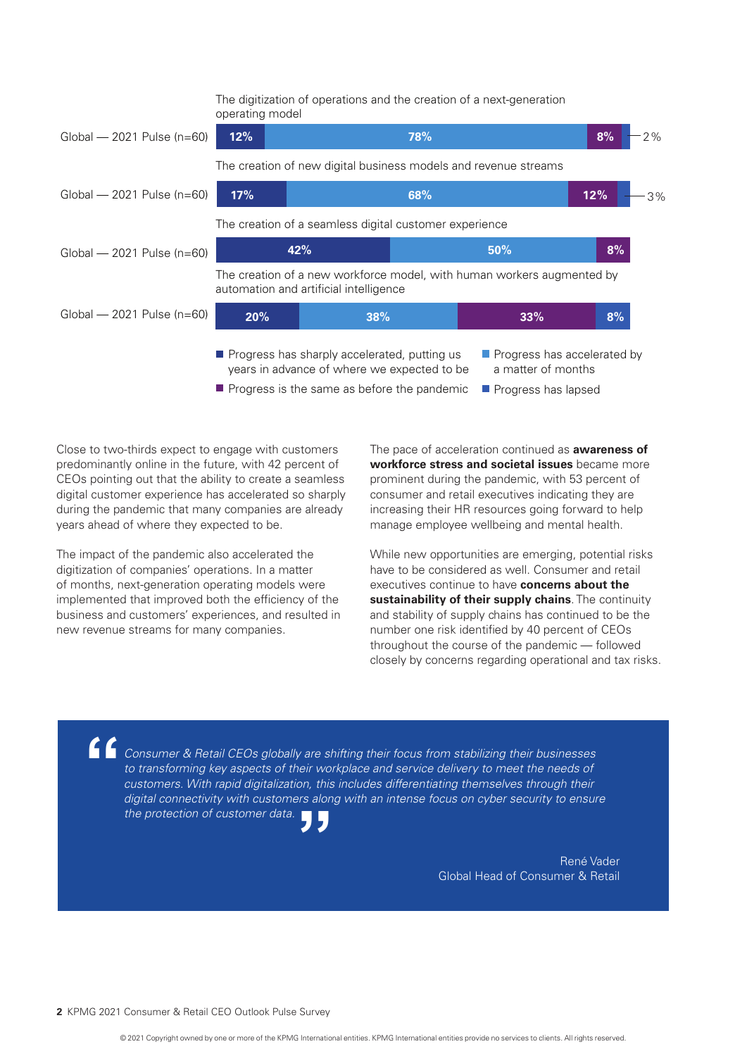| Global — 2021 Pulse (n=60) | Progress has sharply accelerated, putting us years in advance of where we expected to be | Progress has accelerated by a matter of months | Progress is the same as before the pandemic | Progress has lapsed |
|---|---|---|---|---|
| The digitization of operations and the creation of a next-generation operating model | 12% | 78% | 8% | 2% |
| The creation of new digital business models and revenue streams | 17% | 68% | 12% | 3% |
| The creation of a seamless digital customer experience | 42% | 50% | 8% | |
| The creation of a new workforce model, with human workers augmented by automation and artificial intelligence | 20% | 38% | 33% | 8% |

Close to two-thirds expect to engage with customers predominantly online in the future, with 42 percent of CEOs pointing out that the ability to create a seamless digital customer experience has accelerated so sharply during the pandemic that many companies are already years ahead of where they expected to be.

The impact of the pandemic also accelerated the digitization of companies' operations. In a matter of months, next-generation operating models were implemented that improved both the efficiency of the business and customers' experiences, and resulted in new revenue streams for many companies.

The pace of acceleration continued as **awareness of workforce stress and societal issues** became more prominent during the pandemic, with 53 percent of consumer and retail executives indicating they are increasing their HR resources going forward to help manage employee wellbeing and mental health.

While new opportunities are emerging, potential risks have to be considered as well. Consumer and retail executives continue to have **concerns about the sustainability of their supply chains**. The continuity and stability of supply chains has continued to be the number one risk identified by 40 percent of CEOs throughout the course of the pandemic — followed closely by concerns regarding operational and tax risks.

> *Consumer & Retail CEOs globally are shifting their focus from stabilizing their businesses to transforming key aspects of their workplace and service delivery to meet the needs of customers. With rapid digitalization, this includes differentiating themselves through their digital connectivity with customers along with an intense focus on cyber security to ensure the protection of customer data.*
>
> René Vader
> Global Head of Consumer & Retail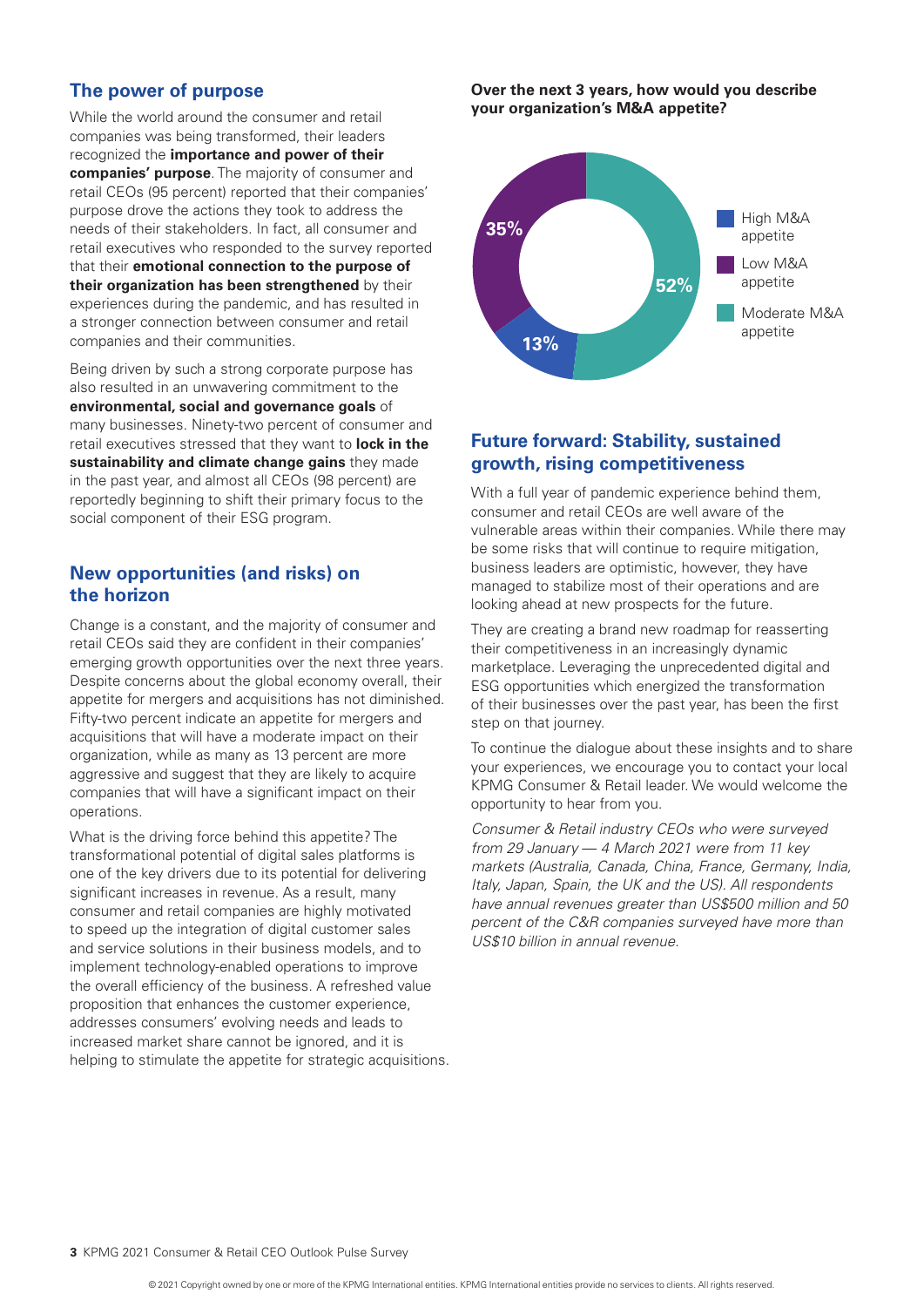## The power of purpose

While the world around the consumer and retail companies was being transformed, their leaders recognized the **importance and power of their companies' purpose**. The majority of consumer and retail CEOs (95 percent) reported that their companies' purpose drove the actions they took to address the needs of their stakeholders. In fact, all consumer and retail executives who responded to the survey reported that their **emotional connection to the purpose of their organization has been strengthened** by their experiences during the pandemic, and has resulted in a stronger connection between consumer and retail companies and their communities.

Being driven by such a strong corporate purpose has also resulted in an unwavering commitment to the **environmental, social and governance goals** of many businesses. Ninety-two percent of consumer and retail executives stressed that they want to **lock in the sustainability and climate change gains** they made in the past year, and almost all CEOs (98 percent) are reportedly beginning to shift their primary focus to the social component of their ESG program.

## New opportunities (and risks) on the horizon

Change is a constant, and the majority of consumer and retail CEOs said they are confident in their companies' emerging growth opportunities over the next three years. Despite concerns about the global economy overall, their appetite for mergers and acquisitions has not diminished. Fifty-two percent indicate an appetite for mergers and acquisitions that will have a moderate impact on their organization, while as many as 13 percent are more aggressive and suggest that they are likely to acquire companies that will have a significant impact on their operations.

What is the driving force behind this appetite? The transformational potential of digital sales platforms is one of the key drivers due to its potential for delivering significant increases in revenue. As a result, many consumer and retail companies are highly motivated to speed up the integration of digital customer sales and service solutions in their business models, and to implement technology-enabled operations to improve the overall efficiency of the business. A refreshed value proposition that enhances the customer experience, addresses consumers' evolving needs and leads to increased market share cannot be ignored, and it is helping to stimulate the appetite for strategic acquisitions.

**Over the next 3 years, how would you describe your organization's M&A appetite?**

| Response | Percent |
| --- | --- |
| High M&A appetite | 13% |
| Low M&A appetite | 35% |
| Moderate M&A appetite | 52% |

## Future forward: Stability, sustained growth, rising competitiveness

With a full year of pandemic experience behind them, consumer and retail CEOs are well aware of the vulnerable areas within their companies. While there may be some risks that will continue to require mitigation, business leaders are optimistic, however, they have managed to stabilize most of their operations and are looking ahead at new prospects for the future.

They are creating a brand new roadmap for reasserting their competitiveness in an increasingly dynamic marketplace. Leveraging the unprecedented digital and ESG opportunities which energized the transformation of their businesses over the past year, has been the first step on that journey.

To continue the dialogue about these insights and to share your experiences, we encourage you to contact your local KPMG Consumer & Retail leader. We would welcome the opportunity to hear from you.

*Consumer & Retail industry CEOs who were surveyed from 29 January — 4 March 2021 were from 11 key markets (Australia, Canada, China, France, Germany, India, Italy, Japan, Spain, the UK and the US). All respondents have annual revenues greater than US$500 million and 50 percent of the C&R companies surveyed have more than US$10 billion in annual revenue.*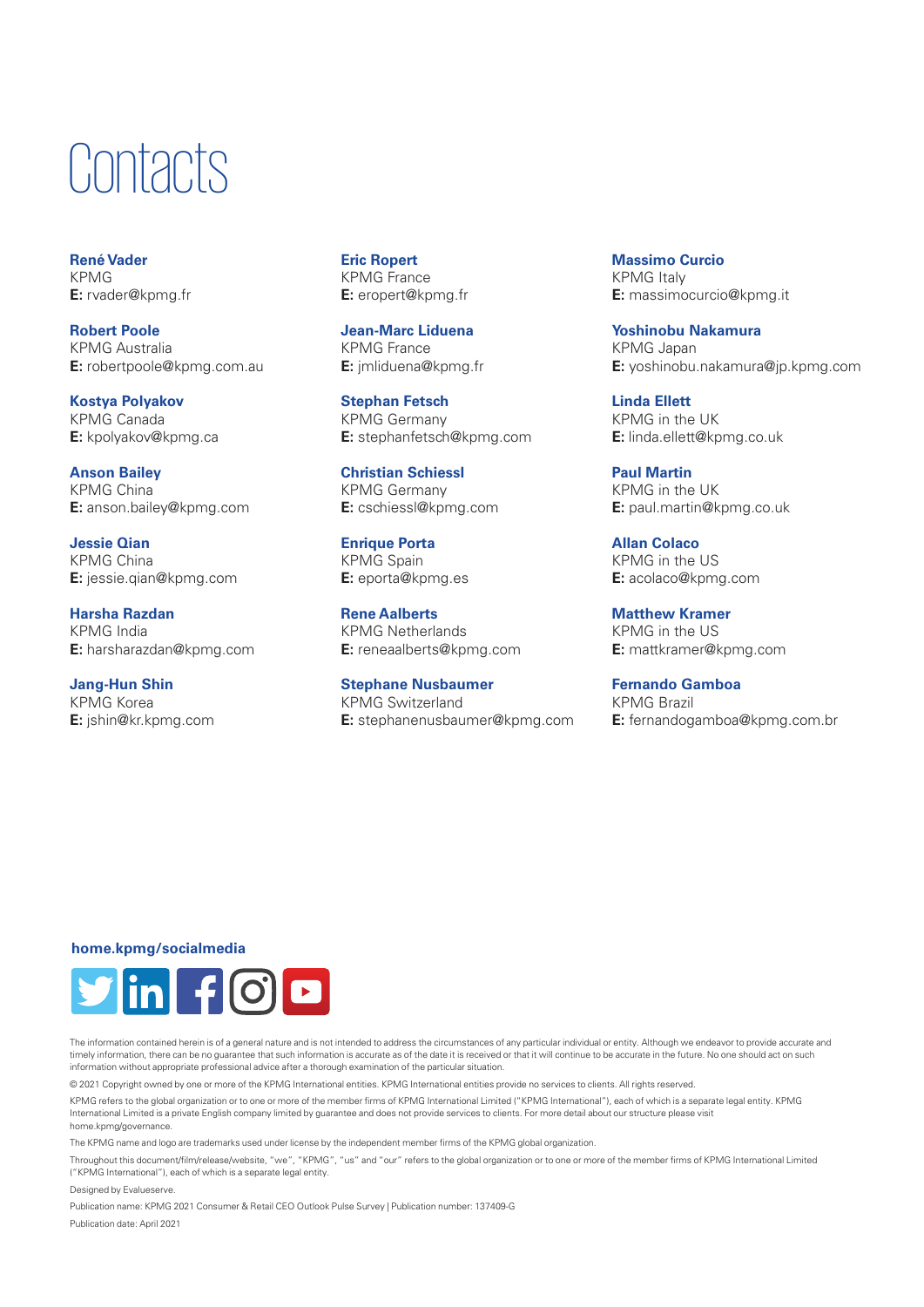# Contacts

**René Vader**
KPMG
**E:** rvader@kpmg.fr

**Robert Poole**
KPMG Australia
**E:** robertpoole@kpmg.com.au

**Kostya Polyakov**
KPMG Canada
**E:** kpolyakov@kpmg.ca

**Anson Bailey**
KPMG China
**E:** anson.bailey@kpmg.com

**Jessie Qian**
KPMG China
**E:** jessie.qian@kpmg.com

**Harsha Razdan**
KPMG India
**E:** harsharazdan@kpmg.com

**Jang-Hun Shin**
KPMG Korea
**E:** jshin@kr.kpmg.com

**Eric Ropert**
KPMG France
**E:** eropert@kpmg.fr

**Jean-Marc Liduena**
KPMG France
**E:** jmliduena@kpmg.fr

**Stephan Fetsch**
KPMG Germany
**E:** stephanfetsch@kpmg.com

**Christian Schiessl**
KPMG Germany
**E:** cschiessl@kpmg.com

**Enrique Porta**
KPMG Spain
**E:** eporta@kpmg.es

**Rene Aalberts**
KPMG Netherlands
**E:** reneaalberts@kpmg.com

**Stephane Nusbaumer**
KPMG Switzerland
**E:** stephanenusbaumer@kpmg.com

**Massimo Curcio**
KPMG Italy
**E:** massimocurcio@kpmg.it

**Yoshinobu Nakamura**
KPMG Japan
**E:** yoshinobu.nakamura@jp.kpmg.com

**Linda Ellett**
KPMG in the UK
**E:** linda.ellett@kpmg.co.uk

**Paul Martin**
KPMG in the UK
**E:** paul.martin@kpmg.co.uk

**Allan Colaco**
KPMG in the US
**E:** acolaco@kpmg.com

**Matthew Kramer**
KPMG in the US
**E:** mattkramer@kpmg.com

**Fernando Gamboa**
KPMG Brazil
**E:** fernandogamboa@kpmg.com.br

**home.kpmg/socialmedia**

The information contained herein is of a general nature and is not intended to address the circumstances of any particular individual or entity. Although we endeavor to provide accurate and timely information, there can be no guarantee that such information is accurate as of the date it is received or that it will continue to be accurate in the future. No one should act on such information without appropriate professional advice after a thorough examination of the particular situation.

© 2021 Copyright owned by one or more of the KPMG International entities. KPMG International entities provide no services to clients. All rights reserved.

KPMG refers to the global organization or to one or more of the member firms of KPMG International Limited ("KPMG International"), each of which is a separate legal entity. KPMG International Limited is a private English company limited by guarantee and does not provide services to clients. For more detail about our structure please visit home.kpmg/governance.

The KPMG name and logo are trademarks used under license by the independent member firms of the KPMG global organization.

Throughout this document/film/release/website, "we", "KPMG", "us" and "our" refers to the global organization or to one or more of the member firms of KPMG International Limited ("KPMG International"), each of which is a separate legal entity.

Designed by Evalueserve.

Publication name: KPMG 2021 Consumer & Retail CEO Outlook Pulse Survey | Publication number: 137409-G

Publication date: April 2021